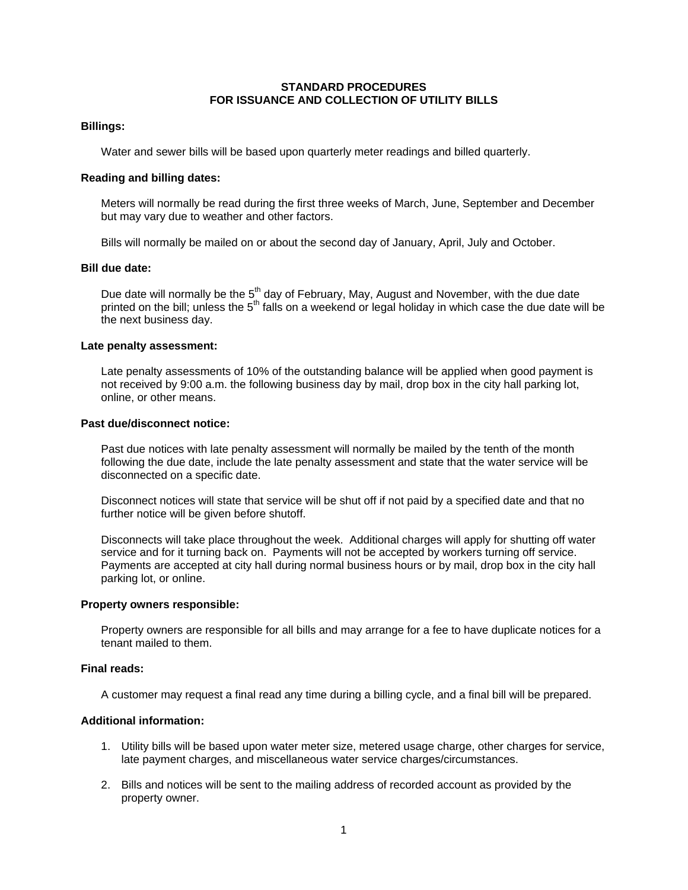# STANDARD PROCEDURES
# FOR ISSUANCE AND COLLECTION OF UTILITY BILLS

**Billings:**

Water and sewer bills will be based upon quarterly meter readings and billed quarterly.

**Reading and billing dates:**

Meters will normally be read during the first three weeks of March, June, September and December but may vary due to weather and other factors.

Bills will normally be mailed on or about the second day of January, April, July and October.

**Bill due date:**

Due date will normally be the 5th day of February, May, August and November, with the due date printed on the bill; unless the 5th falls on a weekend or legal holiday in which case the due date will be the next business day.

**Late penalty assessment:**

Late penalty assessments of 10% of the outstanding balance will be applied when good payment is not received by 9:00 a.m. the following business day by mail, drop box in the city hall parking lot, online, or other means.

**Past due/disconnect notice:**

Past due notices with late penalty assessment will normally be mailed by the tenth of the month following the due date, include the late penalty assessment and state that the water service will be disconnected on a specific date.

Disconnect notices will state that service will be shut off if not paid by a specified date and that no further notice will be given before shutoff.

Disconnects will take place throughout the week. Additional charges will apply for shutting off water service and for it turning back on. Payments will not be accepted by workers turning off service. Payments are accepted at city hall during normal business hours or by mail, drop in the city hall parking lot, or online.

**Property owners responsible:**

Property owners are responsible for all bills and may arrange for a fee to have duplicate notices for a tenant mailed to them.

**Final reads:**

A customer may request a final read any time during a billing cycle, and a final bill will be prepared.

**Additional information:**

1. Utility bills will be based upon water meter size, metered usage charge, other charges for service, late payment charges, and miscellaneous water service charges/circumstances.

2. Bills and notices will be sent to the mailing address of recorded account as provided by the property owner.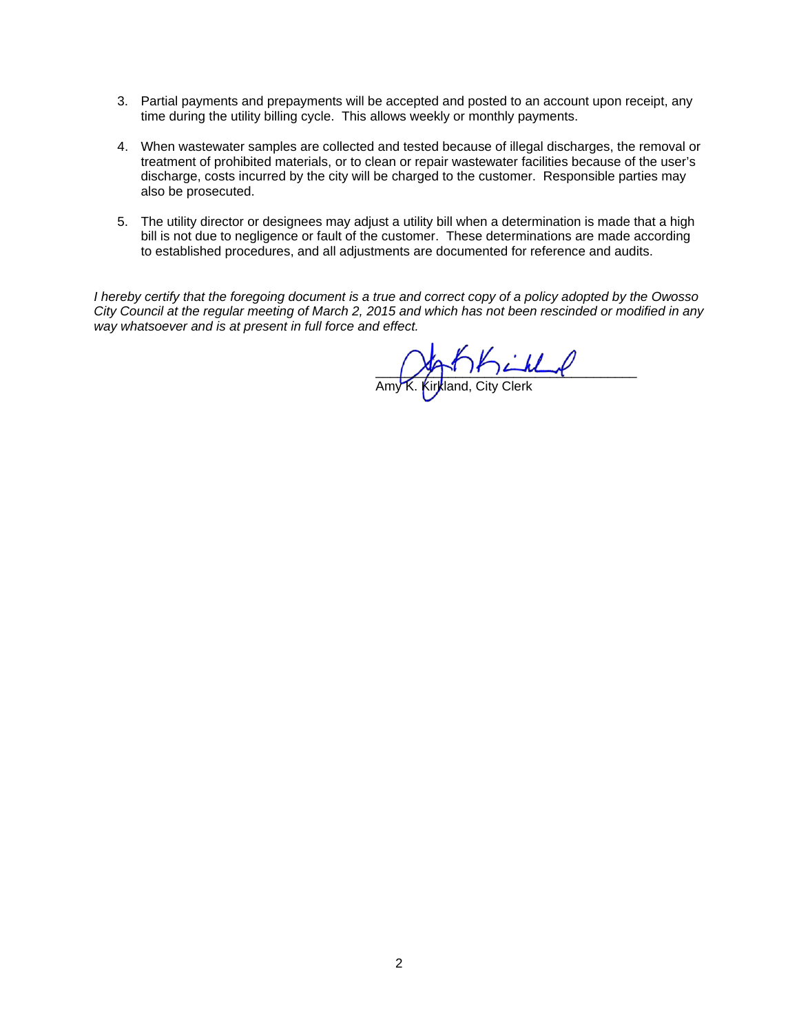3. Partial payments and prepayments will be accepted and posted to an account upon receipt, any time during the utility billing cycle. This allows weekly or monthly payments.

4. When wastewater samples are collected and tested because of illegal discharges, the removal or treatment of prohibited materials, or to clean or repair wastewater facilities because of the user's discharge, costs incurred by the city will be charged to the customer. Responsible parties may also be prosecuted.

5. The utility director or designees may adjust a utility bill when a determination is made that a high bill is not due to negligence or fault of the customer. These determinations are made according to established procedures, and all adjustments are documented for reference and audits.

*I hereby certify that the foregoing document is a true and correct copy of a policy adopted by the Owosso City Council at the regular meeting of March 2, 2015 and which has not been rescinded or modified in any way whatsoever and is at present in full force and effect.*

_______________________________
Amy K. Kirkland, City Clerk